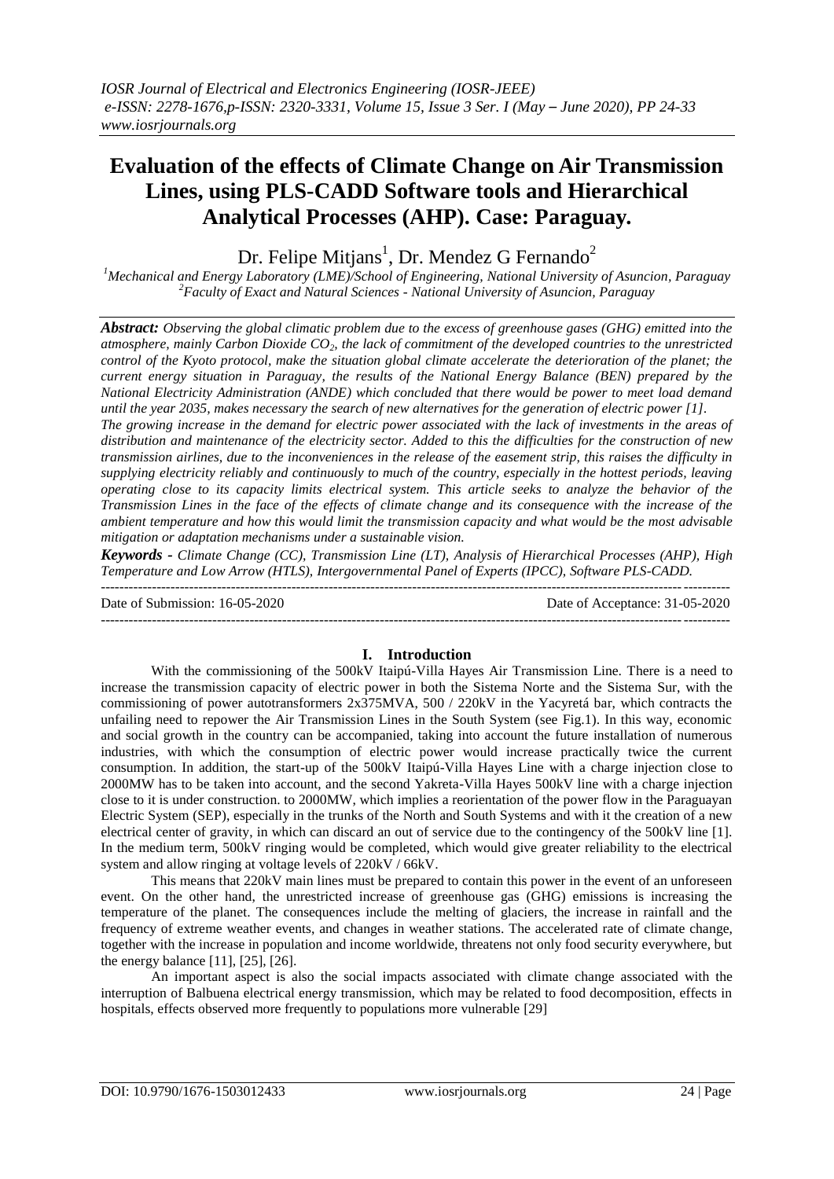# Evaluation of the effects of Climate Change on Air Transmission Lines, using PLS-CADD Software tools and Hierarchical Analytical Processes (AHP). Case: Paraguay.

Dr. Felipe Mitjans[1], Dr. Mendez G Fernando[2]

[1]Mechanical and Energy Laboratory (LME)/School of Engineering, National University of Asuncion, Paraguay
[2]Faculty of Exact and Natural Sciences - National University of Asuncion, Paraguay

***Abstract:*** *Observing the global climatic problem due to the excess of greenhouse gases (GHG) emitted into the atmosphere, mainly Carbon Dioxide $CO_2$, the lack of commitment of the developed countries to the unrestricted control of the Kyoto protocol, make the situation global climate accelerate the deterioration of the planet; the current energy situation in Paraguay, the results of the National Energy Balance (BEN) prepared by the National Electricity Administration (ANDE) which concluded that there would be power to meet load demand until the year 2035, makes necessary the search of new alternatives for the generation of electric power [1].*

*The growing increase in the demand for electric power associated with the lack of investments in the areas of distribution and maintenance of the electricity sector. Added to this the difficulties for the construction of new transmission airlines, due to the inconveniences in the release of the easement strip, this raises the difficulty in supplying electricity reliably and continuously to much of the country, especially in the hottest periods, leaving operating close to its capacity limits electrical system. This article seeks to analyze the behavior of the Transmission Lines in the face of the effects of climate change and its consequence with the increase of the ambient temperature and how this would limit the transmission capacity and what would be the most advisable mitigation or adaptation mechanisms under a sustainable vision.*

***Keywords -*** *Climate Change (CC), Transmission Line (LT), Analysis of Hierarchical Processes (AHP), High Temperature and Low Arrow (HTLS), Intergovernmental Panel of Experts (IPCC), Software PLS-CADD.*

---

Date of Submission: 16-05-2020 Date of Acceptance: 31-05-2020

---

## I. Introduction

With the commissioning of the 500kV Itaipú-Villa Hayes Air Transmission Line. There is a need to increase the transmission capacity of electric power in both the Sistema Norte and the Sistema Sur, with the commissioning of power autotransformers 2x375MVA, 500 / 220kV in the Yacyretá bar, which contracts the unfailing need to repower the Air Transmission Lines in the South System (see Fig.1). In this way, economic and social growth in the country can be accompanied, taking into account the future installation of numerous industries, with which the consumption of electric power would increase practically twice the current consumption. In addition, the start-up of the 500kV Itaipú-Villa Hayes Line with a charge injection close to 2000MW has to be taken into account, and the second Yakreta-Villa Hayes 500kV line with a charge injection close to it is under construction. to 2000MW, which implies a reorientation of the power flow in the Paraguayan Electric System (SEP), especially in the trunks of the North and South Systems and with it the creation of a new electrical center of gravity, in which can discard an out of service due to the contingency of the 500kV line [1]. In the medium term, 500kV ringing would be completed, which would give greater reliability to the electrical system and allow ringing at voltage levels of 220kV / 66kV.

This means that 220kV main lines must be prepared to contain this power in the event of an unforeseen event. On the other hand, the unrestricted increase of greenhouse gas (GHG) emissions is increasing the temperature of the planet. The consequences include the melting of glaciers, the increase in rainfall and the frequency of extreme weather events, and changes in weather stations. The accelerated rate of climate change, together with the increase in population and income worldwide, threatens not only food security everywhere, but the energy balance [11], [25], [26].

An important aspect is also the social impacts associated with climate change associated with the interruption of Balbuena electrical energy transmission, which may be related to food decomposition, effects in hospitals, effects observed more frequently to populations more vulnerable [29]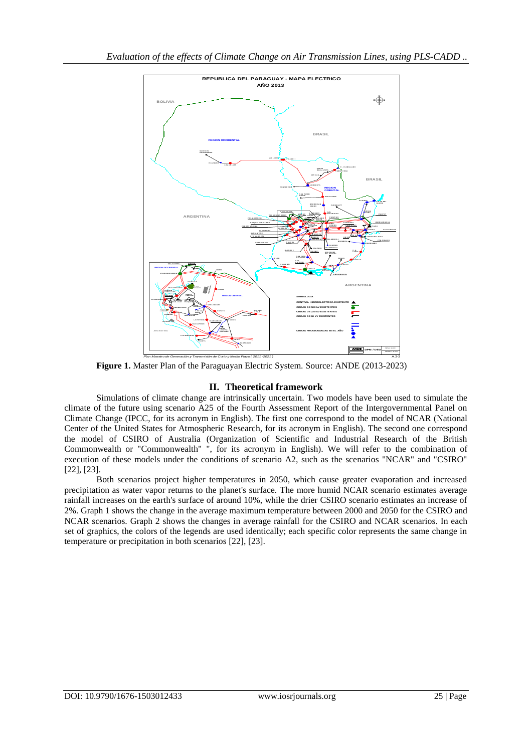**Figure 1.** Master Plan of the Paraguayan Electric System. Source: ANDE (2013-2023)

## II. Theoretical framework

Simulations of climate change are intrinsically uncertain. Two models have been used to simulate the climate of the future using scenario A25 of the Fourth Assessment Report of the Intergovernmental Panel on Climate Change (IPCC, for its acronym in English). The first one correspond to the model of NCAR (National Center of the United States for Atmospheric Research, for its acronym in English). The second one correspond the model of CSIRO of Australia (Organization of Scientific and Industrial Research of the British Commonwealth or "Commonwealth" ", for its acronym in English). We will refer to the combination of execution of these models under the conditions of scenario A2, such as the scenarios "NCAR" and "CSIRO" [22], [23].

Both scenarios project higher temperatures in 2050, which cause greater evaporation and increased precipitation as water vapor returns to the planet's surface. The more humid NCAR scenario estimates average rainfall increases on the earth's surface of around 10%, while the drier CSIRO scenario estimates an increase of 2%. Graph 1 shows the change in the average maximum temperature between 2000 and 2050 for the CSIRO and NCAR scenarios. Graph 2 shows the changes in average rainfall for the CSIRO and NCAR scenarios. In each set of graphics, the colors of the legends are used identically; each specific color represents the same change in temperature or precipitation in both scenarios [22], [23].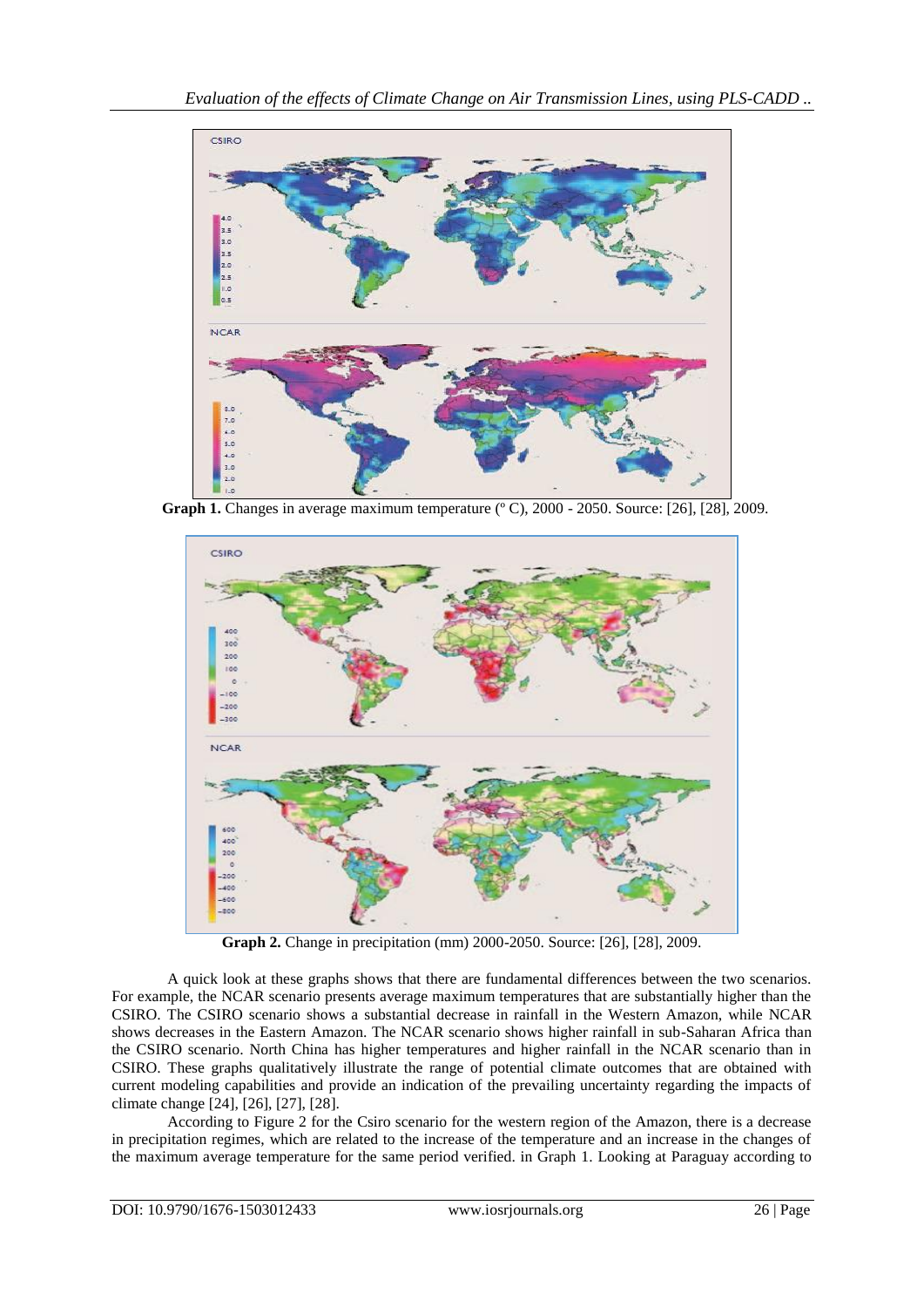**Graph 1.** Changes in average maximum temperature (º C), 2000 - 2050. Source: [26], [28], 2009.

**Graph 2.** Change in precipitation (mm) 2000-2050. Source: [26], [28], 2009.

A quick look at these graphs shows that there are fundamental differences between the two scenarios. For example, the NCAR scenario presents average maximum temperatures that are substantially higher than the CSIRO. The CSIRO scenario shows a substantial decrease in rainfall in the Western Amazon, while NCAR shows decreases in the Eastern Amazon. The NCAR scenario shows higher rainfall in sub-Saharan Africa than the CSIRO scenario. North China has higher temperatures and higher rainfall in the NCAR scenario than in CSIRO. These graphs qualitatively illustrate the range of potential climate outcomes that are obtained with current modeling capabilities and provide an indication of the prevailing uncertainty regarding the impacts of climate change [24], [26], [27], [28].

According to Figure 2 for the Csiro scenario for the western region of the Amazon, there is a decrease in precipitation regimes, which are related to the increase of the temperature and an increase in the changes of the maximum average temperature for the same period verified. in Graph 1. Looking at Paraguay according to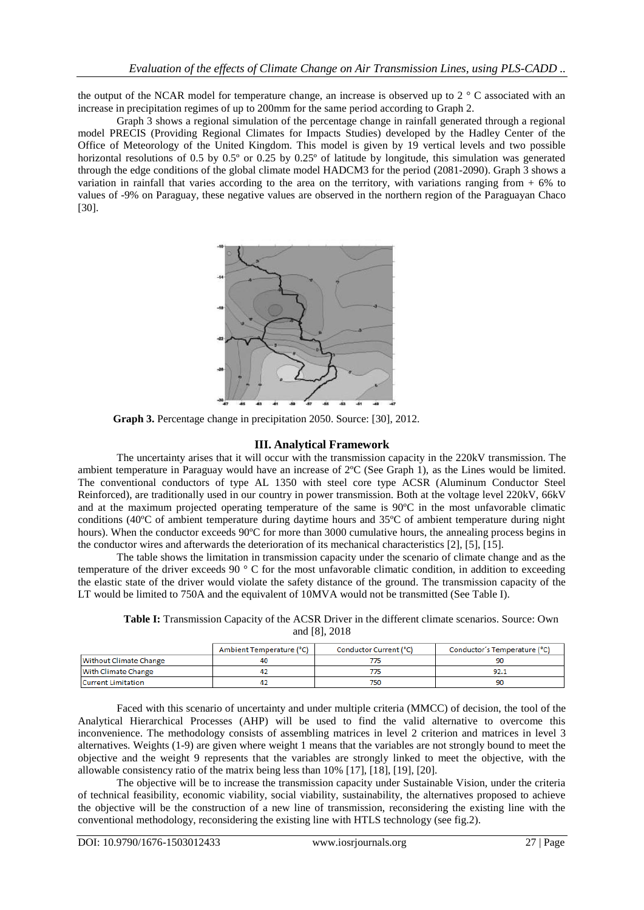the output of the NCAR model for temperature change, an increase is observed up to 2 ° C associated with an increase in precipitation regimes of up to 200mm for the same period according to Graph 2.

Graph 3 shows a regional simulation of the percentage change in rainfall generated through a regional model PRECIS (Providing Regional Climates for Impacts Studies) developed by the Hadley Center of the Office of Meteorology of the United Kingdom. This model is given by 19 vertical levels and two possible horizontal resolutions of 0.5 by 0.5º or 0.25 by 0.25º of latitude by longitude, this simulation was generated through the edge conditions of the global climate model HADCM3 for the period (2081-2090). Graph 3 shows a variation in rainfall that varies according to the area on the territory, with variations ranging from + 6% to values of -9% on Paraguay, these negative values are observed in the northern region of the Paraguayan Chaco [30].

**Graph 3.** Percentage change in precipitation 2050. Source: [30], 2012.

## III. Analytical Framework

The uncertainty arises that it will occur with the transmission capacity in the 220kV transmission. The ambient temperature in Paraguay would have an increase of 2ºC (See Graph 1), as the Lines would be limited. The conventional conductors of type AL 1350 with steel core type ACSR (Aluminum Conductor Steel Reinforced), are traditionally used in our country in power transmission. Both at the voltage level 220kV, 66kV and at the maximum projected operating temperature of the same is 90ºC in the most unfavorable climatic conditions (40ºC of ambient temperature during daytime hours and 35ºC of ambient temperature during night hours). When the conductor exceeds 90ºC for more than 3000 cumulative hours, the annealing process begins in the conductor wires and afterwards the deterioration of its mechanical characteristics [2], [5], [15].

The table shows the limitation in transmission capacity under the scenario of climate change and as the temperature of the driver exceeds 90 ° C for the most unfavorable climatic condition, in addition to exceeding the elastic state of the driver would violate the safety distance of the ground. The transmission capacity of the LT would be limited to 750A and the equivalent of 10MVA would not be transmitted (See Table I).

**Table I:** Transmission Capacity of the ACSR Driver in the different climate scenarios. Source: Own and [8], 2018

| | Ambient Temperature (°C) | Conductor Current (°C) | Conductor´s Temperature (°C) |
|---|---|---|---|
| Without Climate Change | 40 | 775 | 90 |
| With Climate Change | 42 | 775 | 92.1 |
| Current Limitation | 42 | 750 | 90 |

Faced with this scenario of uncertainty and under multiple criteria (MMCC) of decision, the tool of the Analytical Hierarchical Processes (AHP) will be used to find the valid alternative to overcome this inconvenience. The methodology consists of assembling matrices in level 2 criterion and matrices in level 3 alternatives. Weights (1-9) are given where weight 1 means that the variables are not strongly bound to meet the objective and the weight 9 represents that the variables are strongly linked to meet the objective, with the allowable consistency ratio of the matrix being less than 10% [17], [18], [19], [20].

The objective will be to increase the transmission capacity under Sustainable Vision, under the criteria of technical feasibility, economic viability, social viability, sustainability, the alternatives proposed to achieve the objective will be the construction of a new line of transmission, reconsidering the existing line with the conventional methodology, reconsidering the existing line with HTLS technology (see fig.2).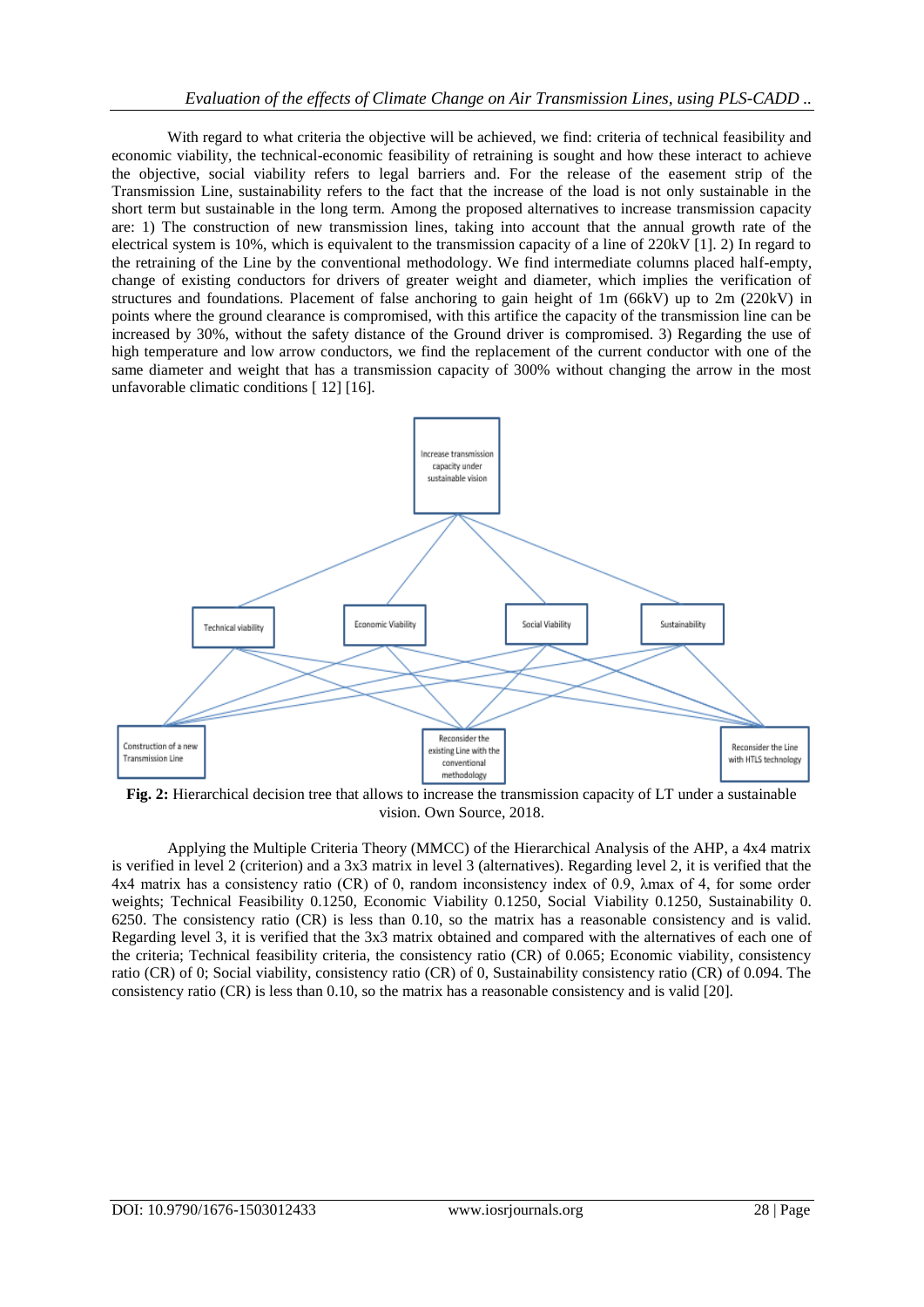With regard to what criteria the objective will be achieved, we find: criteria of technical feasibility and economic viability, the technical-economic feasibility of retraining is sought and how these interact to achieve the objective, social viability refers to legal barriers and. For the release of the easement strip of the Transmission Line, sustainability refers to the fact that the increase of the load is not only sustainable in the short term but sustainable in the long term. Among the proposed alternatives to increase transmission capacity are: 1) The construction of new transmission lines, taking into account that the annual growth rate of the electrical system is 10%, which is equivalent to the transmission capacity of a line of 220kV [1]. 2) In regard to the retraining of the Line by the conventional methodology. We find intermediate columns placed half-empty, change of existing conductors for drivers of greater weight and diameter, which implies the verification of structures and foundations. Placement of false anchoring to gain height of 1m (66kV) up to 2m (220kV) in points where the ground clearance is compromised, with this artifice the capacity of the transmission line can be increased by 30%, without the safety distance of the Ground driver is compromised. 3) Regarding the use of high temperature and low arrow conductors, we find the replacement of the current conductor with one of the same diameter and weight that has a transmission capacity of 300% without changing the arrow in the most unfavorable climatic conditions [ 12] [16].

**Fig. 2:** Hierarchical decision tree that allows to increase the transmission capacity of LT under a sustainable vision. Own Source, 2018.

Applying the Multiple Criteria Theory (MMCC) of the Hierarchical Analysis of the AHP, a 4x4 matrix is verified in level 2 (criterion) and a 3x3 matrix in level 3 (alternatives). Regarding level 2, it is verified that the 4x4 matrix has a consistency ratio (CR) of 0, random inconsistency index of 0.9, $\lambda$max of 4, for some order weights; Technical Feasibility 0.1250, Economic Viability 0.1250, Social Viability 0.1250, Sustainability 0. 6250. The consistency ratio (CR) is less than 0.10, so the matrix has a reasonable consistency and is valid. Regarding level 3, it is verified that the 3x3 matrix obtained and compared with the alternatives of each one of the criteria; Technical feasibility criteria, the consistency ratio (CR) of 0.065; Economic viability, consistency ratio (CR) of 0; Social viability, consistency ratio (CR) of 0, Sustainability consistency ratio (CR) of 0.094. The consistency ratio (CR) is less than 0.10, so the matrix has a reasonable consistency and is valid [20].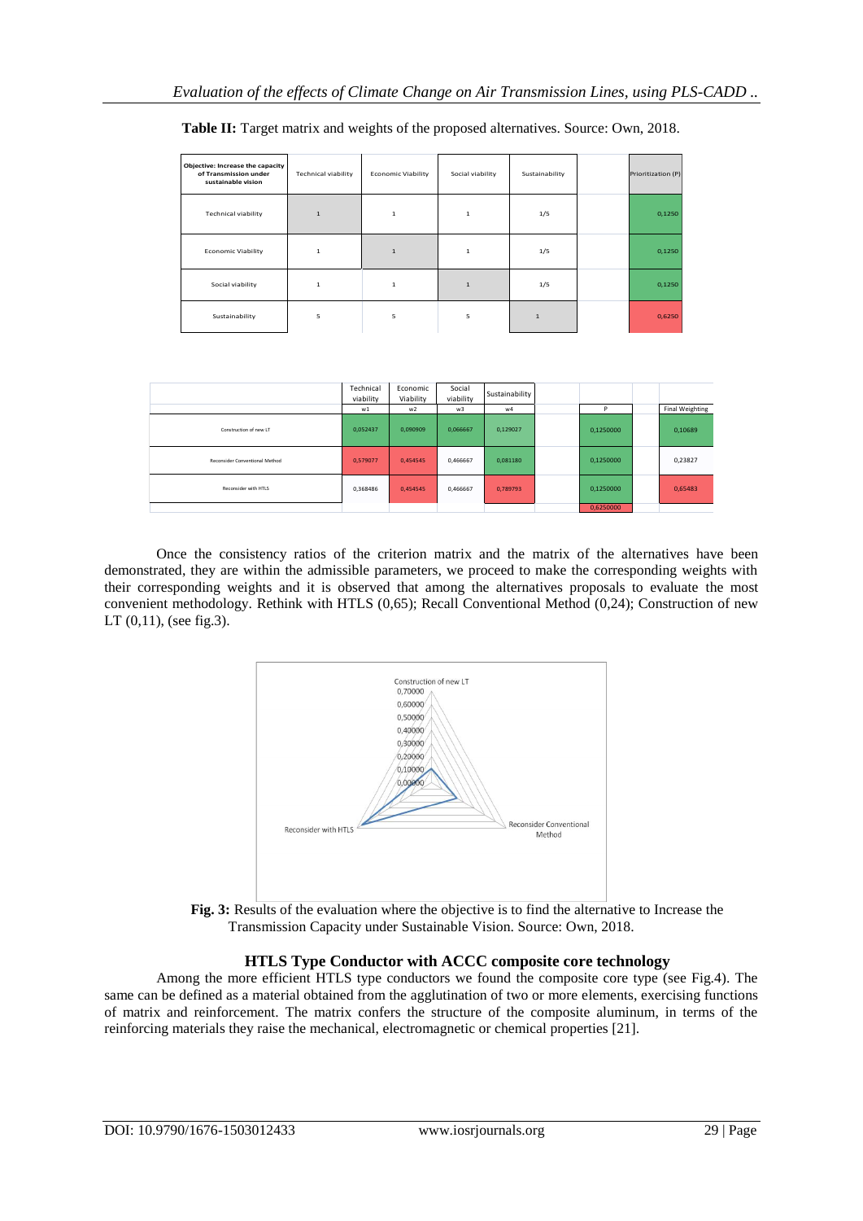**Table II:** Target matrix and weights of the proposed alternatives. Source: Own, 2018.

| Objective: Increase the capacity of Transmission under sustainable vision | Technical viability | Economic Viability | Social viability | Sustainability | | Prioritization (P) |
|---|---|---|---|---|---|---|
| Technical viability | 1 | 1 | 1 | 1/5 | | 0,1250 |
| Economic Viability | 1 | 1 | 1 | 1/5 | | 0,1250 |
| Social viability | 1 | 1 | 1 | 1/5 | | 0,1250 |
| Sustainability | 5 | 5 | 5 | 1 | | 0,6250 |

| | Technical viability | Economic Viability | Social viability | Sustainability | | | | |
|---|---|---|---|---|---|---|---|---|
| | w1 | w2 | w3 | w4 | | P | | Final Weighting |
| Construction of new LT | 0,052437 | 0,090909 | 0,066667 | 0,129027 | | 0,1250000 | | 0,10689 |
| Reconsider Conventional Method | 0,579077 | 0,454545 | 0,466667 | 0,081180 | | 0,1250000 | | 0,23827 |
| Reconsider with HTLS | 0,368486 | 0,454545 | 0,466667 | 0,789793 | | 0,1250000 | | 0,65483 |
| | | | | | | 0,6250000 | | |

Once the consistency ratios of the criterion matrix and the matrix of the alternatives have been demonstrated, they are within the admissible parameters, we proceed to make the corresponding weights with their corresponding weights and it is observed that among the alternatives proposals to evaluate the most convenient methodology. Rethink with HTLS (0,65); Recall Conventional Method (0,24); Construction of new LT (0,11), (see fig.3).

**Fig. 3:** Results of the evaluation where the objective is to find the alternative to Increase the Transmission Capacity under Sustainable Vision. Source: Own, 2018.

### HTLS Type Conductor with ACCC composite core technology

Among the more efficient HTLS type conductors we found the composite core type (see Fig.4). The same can be defined as a material obtained from the agglutination of two or more elements, exercising functions of matrix and reinforcement. The matrix confers the structure of the composite aluminum, in terms of the reinforcing materials they raise the mechanical, electromagnetic or chemical properties [21].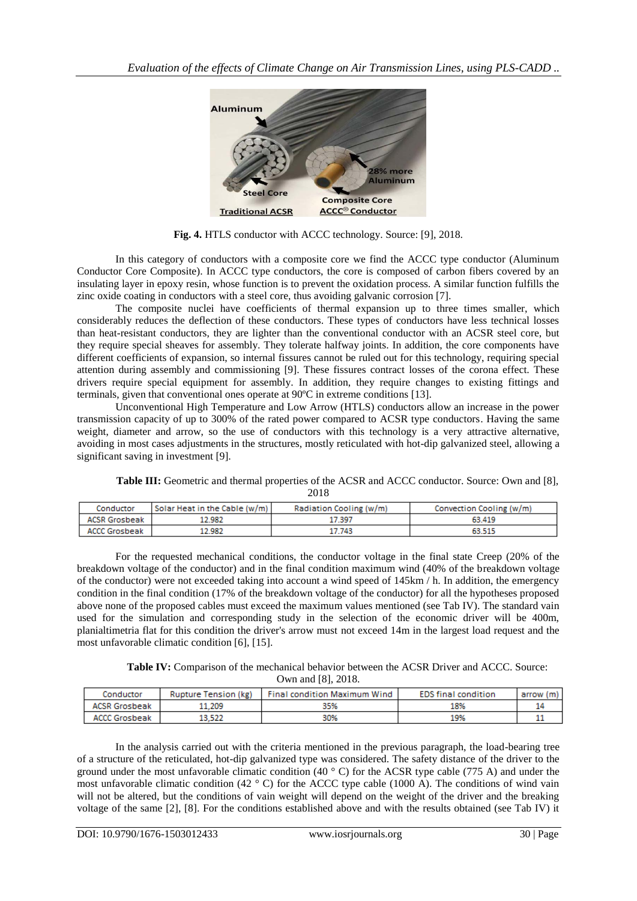**Fig. 4.** HTLS conductor with ACCC technology. Source: [9], 2018.

In this category of conductors with a composite core we find the ACCC type conductor (Aluminum Conductor Core Composite). In ACCC type conductors, the core is composed of carbon fibers covered by an insulating layer in epoxy resin, whose function is to prevent the oxidation process. A similar function fulfills the zinc oxide coating in conductors with a steel core, thus avoiding galvanic corrosion [7].

The composite nuclei have coefficients of thermal expansion up to three times smaller, which considerably reduces the deflection of these conductors. These types of conductors have less technical losses than heat-resistant conductors, they are lighter than the conventional conductor with an ACSR steel core, but they require special sheaves for assembly. They tolerate halfway joints. In addition, the core components have different coefficients of expansion, so internal fissures cannot be ruled out for this technology, requiring special attention during assembly and commissioning [9]. These fissures contract losses of the corona effect. These drivers require special equipment for assembly. In addition, they require changes to existing fittings and terminals, given that conventional ones operate at 90ºC in extreme conditions [13].

Unconventional High Temperature and Low Arrow (HTLS) conductors allow an increase in the power transmission capacity of up to 300% of the rated power compared to ACSR type conductors. Having the same weight, diameter and arrow, so the use of conductors with this technology is a very attractive alternative, avoiding in most cases adjustments in the structures, mostly reticulated with hot-dip galvanized steel, allowing a significant saving in investment [9].

**Table III:** Geometric and thermal properties of the ACSR and ACCC conductor. Source: Own and [8], 2018

| Conductor | Solar Heat in the Cable (w/m) | Radiation Cooling (w/m) | Convection Cooling (w/m) |
|---|---|---|---|
| ACSR Grosbeak | 12.982 | 17.397 | 63.419 |
| ACCC Grosbeak | 12.982 | 17.743 | 63.515 |

For the requested mechanical conditions, the conductor voltage in the final state Creep (20% of the breakdown voltage of the conductor) and in the final condition maximum wind (40% of the breakdown voltage of the conductor) were not exceeded taking into account a wind speed of 145km / h. In addition, the emergency condition in the final condition (17% of the breakdown voltage of the conductor) for all the hypotheses proposed above none of the proposed cables must exceed the maximum values mentioned (see Tab IV). The standard vain used for the simulation and corresponding study in the selection of the economic driver will be 400m, planialtimetria flat for this condition the driver's arrow must not exceed 14m in the largest load request and the most unfavorable climatic condition [6], [15].

**Table IV:** Comparison of the mechanical behavior between the ACSR Driver and ACCC. Source: Own and [8], 2018.

| Conductor | Rupture Tension (kg) | Final condition Maximum Wind | EDS final condition | arrow (m) |
|---|---|---|---|---|
| ACSR Grosbeak | 11,209 | 35% | 18% | 14 |
| ACCC Grosbeak | 13,522 | 30% | 19% | 11 |

In the analysis carried out with the criteria mentioned in the previous paragraph, the load-bearing tree of a structure of the reticulated, hot-dip galvanized type was considered. The safety distance of the driver to the ground under the most unfavorable climatic condition (40 ° C) for the ACSR type cable (775 A) and under the most unfavorable climatic condition (42 ° C) for the ACCC type cable (1000 A). The conditions of wind vain will not be altered, but the conditions of vain weight will depend on the weight of the driver and the breaking voltage of the same [2], [8]. For the conditions established above and with the results obtained (see Tab IV) it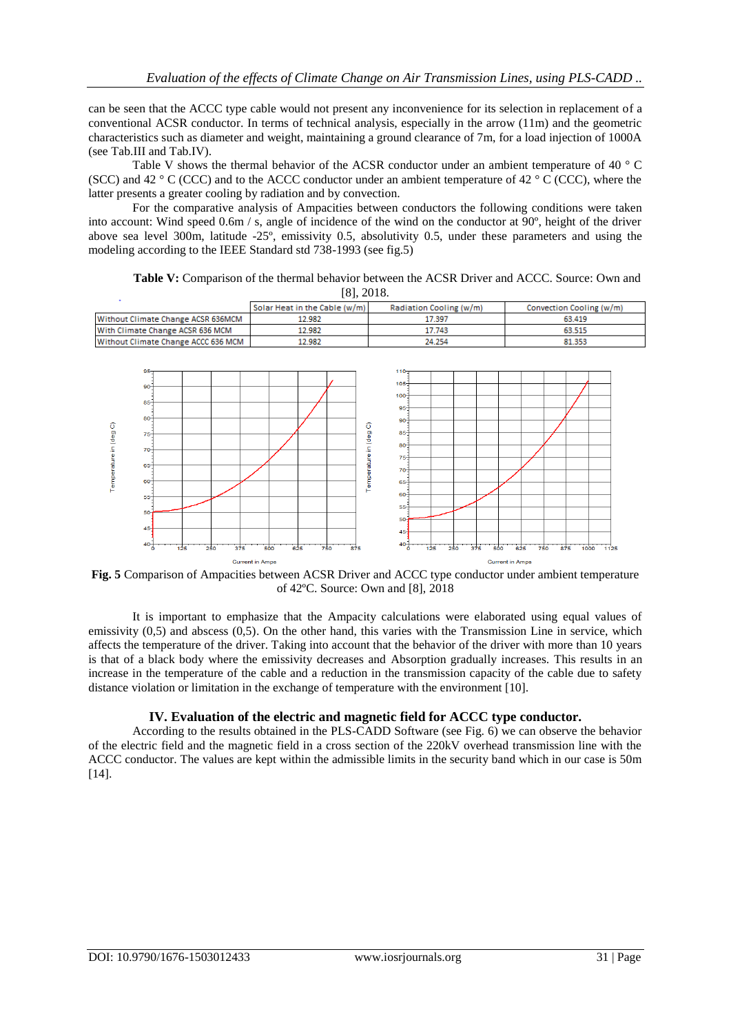can be seen that the ACCC type cable would not present any inconvenience for its selection in replacement of a conventional ACSR conductor. In terms of technical analysis, especially in the arrow (11m) and the geometric characteristics such as diameter and weight, maintaining a ground clearance of 7m, for a load injection of 1000A (see Tab.III and Tab.IV).

Table V shows the thermal behavior of the ACSR conductor under an ambient temperature of 40 ° C (SCC) and 42 ° C (CCC) and to the ACCC conductor under an ambient temperature of 42 ° C (CCC), where the latter presents a greater cooling by radiation and by convection.

For the comparative analysis of Ampacities between conductors the following conditions were taken into account: Wind speed 0.6m / s, angle of incidence of the wind on the conductor at 90º, height of the driver above sea level 300m, latitude -25º, emissivity 0.5, absolutivity 0.5, under these parameters and using the modeling according to the IEEE Standard std 738-1993 (see fig.5)

**Table V:** Comparison of the thermal behavior between the ACSR Driver and ACCC. Source: Own and [8], 2018.

| | Solar Heat in the Cable (w/m) | Radiation Cooling (w/m) | Convection Cooling (w/m) |
|---|---|---|---|
| Without Climate Change ACSR 636MCM | 12.982 | 17.397 | 63.419 |
| With Climate Change ACSR 636 MCM | 12.982 | 17.743 | 63.515 |
| Without Climate Change ACCC 636 MCM | 12.982 | 24.254 | 81.353 |

**Fig. 5** Comparison of Ampacities between ACSR Driver and ACCC type conductor under ambient temperature of 42ºC. Source: Own and [8], 2018

It is important to emphasize that the Ampacity calculations were elaborated using equal values of emissivity (0,5) and abscess (0,5). On the other hand, this varies with the Transmission Line in service, which affects the temperature of the driver. Taking into account that the behavior of the driver with more than 10 years is that of a black body where the emissivity decreases and Absorption gradually increases. This results in an increase in the temperature of the cable and a reduction in the transmission capacity of the cable due to safety distance violation or limitation in the exchange of temperature with the environment [10].

### IV. Evaluation of the electric and magnetic field for ACCC type conductor.

According to the results obtained in the PLS-CADD Software (see Fig. 6) we can observe the behavior of the electric field and the magnetic field in a cross section of the 220kV overhead transmission line with the ACCC conductor. The values are kept within the admissible limits in the security band which in our case is 50m [14].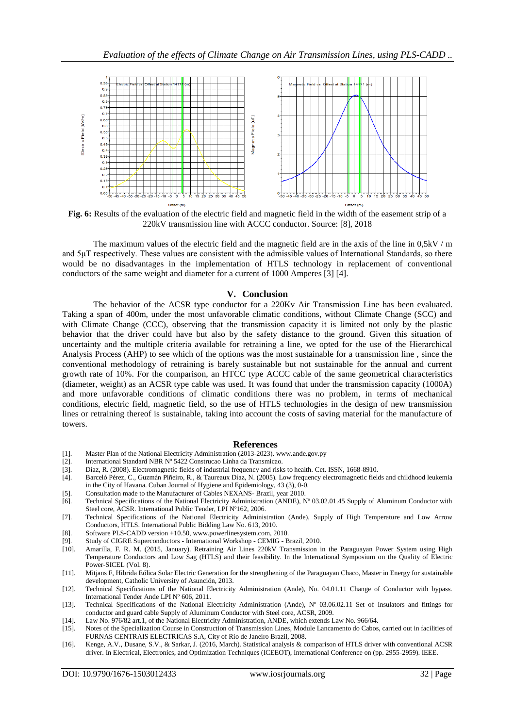**Fig. 6:** Results of the evaluation of the electric field and magnetic field in the width of the easement strip of a 220kV transmission line with ACCC conductor. Source: [8], 2018

The maximum values of the electric field and the magnetic field are in the axis of the line in 0,5kV / m and 5μT respectively. These values are consistent with the admissible values of International Standards, so there would be no disadvantages in the implementation of HTLS technology in replacement of conventional conductors of the same weight and diameter for a current of 1000 Amperes [3] [4].

## V. Conclusion

The behavior of the ACSR type conductor for a 220Kv Air Transmission Line has been evaluated. Taking a span of 400m, under the most unfavorable climatic conditions, without Climate Change (SCC) and with Climate Change (CCC), observing that the transmission capacity it is limited not only by the plastic behavior that the driver could have but also by the safety distance to the ground. Given this situation of uncertainty and the multiple criteria available for retraining a line, we opted for the use of the Hierarchical Analysis Process (AHP) to see which of the options was the most sustainable for a transmission line , since the conventional methodology of retraining is barely sustainable but not sustainable for the annual and current growth rate of 10%. For the comparison, an HTCC type ACCC cable of the same geometrical characteristics (diameter, weight) as an ACSR type cable was used. It was found that under the transmission capacity (1000A) and more unfavorable conditions of climatic conditions there was no problem, in terms of mechanical conditions, electric field, magnetic field, so the use of HTLS technologies in the design of new transmission lines or retraining thereof is sustainable, taking into account the costs of saving material for the manufacture of towers.

## References

[1]. Master Plan of the National Electricity Administration (2013-2023). www.ande.gov.py

[2]. International Standard NBR Nº 5422 Construcao Línha da Transmicao.

[3]. Díaz, R. (2008). Electromagnetic fields of industrial frequency and risks to health. Cet. ISSN, 1668-8910.

[4]. Barceló Pérez, C., Guzmán Piñeiro, R., & Taureaux Díaz, N. (2005). Low frequency electromagnetic fields and childhood leukemia in the City of Havana. Cuban Journal of Hygiene and Epidemiology, 43 (3), 0-0.

[5]. Consultation made to the Manufacturer of Cables NEXANS- Brazil, year 2010.

[6]. Technical Specifications of the National Electricity Administration (ANDE), Nº 03.02.01.45 Supply of Aluminum Conductor with Steel core, ACSR. International Public Tender, LPI Nº162, 2006.

[7]. Technical Specifications of the National Electricity Administration (Ande), Supply of High Temperature and Low Arrow Conductors, HTLS. International Public Bidding Law No. 613, 2010.

[8]. Software PLS-CADD version +10.50, www.powerlinesystem.com, 2010.

[9]. Study of CIGRE Superconductors - International Workshop - CEMIG - Brazil, 2010.

[10]. Amarilla, F. R. M. (2015, January). Retraining Air Lines 220kV Transmission in the Paraguayan Power System using High Temperature Conductors and Low Sag (HTLS) and their feasibility. In the International Symposium on the Quality of Electric Power-SICEL (Vol. 8).

[11]. Mitjans F, Hibrida Eólica Solar Electric Generation for the strengthening of the Paraguayan Chaco, Master in Energy for sustainable development, Catholic University of Asunción, 2013.

[12]. Technical Specifications of the National Electricity Administration (Ande), No. 04.01.11 Change of Conductor with bypass. International Tender Ande LPI Nº 606, 2011.

[13]. Technical Specifications of the National Electricity Administration (Ande), Nº 03.06.02.11 Set of Insulators and fittings for conductor and guard cable Supply of Aluminum Conductor with Steel core, ACSR, 2009.

[14]. Law No. 976/82 art.1, of the National Electricity Administration, ANDE, which extends Law No. 966/64.

[15]. Notes of the Specialization Course in Construction of Transmission Lines, Module Lancamento do Cabos, carried out in facilities of FURNAS CENTRAIS ELECTRICAS S.A, City of Rio de Janeiro Brazil, 2008.

[16]. Kenge, A.V., Dusane, S.V., & Sarkar, J. (2016, March). Statistical analysis & comparison of HTLS driver with conventional ACSR driver. In Electrical, Electronics, and Optimization Techniques (ICEEOT), International Conference on (pp. 2955-2959). IEEE.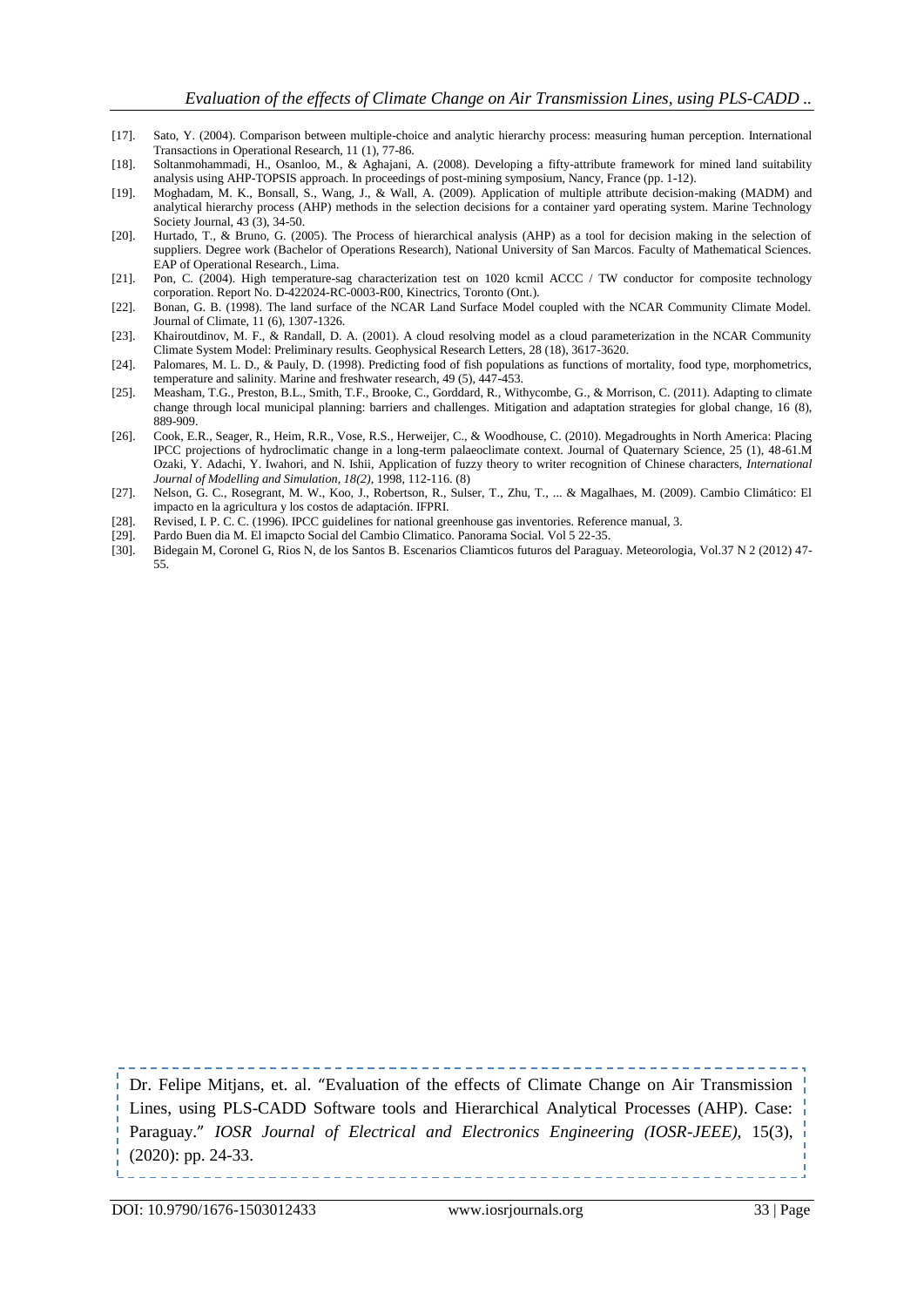[17]. Sato, Y. (2004). Comparison between multiple-choice and analytic hierarchy process: measuring human perception. International Transactions in Operational Research, 11 (1), 77-86.

[18]. Soltanmohammadi, H., Osanloo, M., & Aghajani, A. (2008). Developing a fifty-attribute framework for mined land suitability analysis using AHP-TOPSIS approach. In proceedings of post-mining symposium, Nancy, France (pp. 1-12).

[19]. Moghadam, M. K., Bonsall, S., Wang, J., & Wall, A. (2009). Application of multiple attribute decision-making (MADM) and analytical hierarchy process (AHP) methods in the selection decisions for a container yard operating system. Marine Technology Society Journal, 43 (3), 34-50.

[20]. Hurtado, T., & Bruno, G. (2005). The Process of hierarchical analysis (AHP) as a tool for decision making in the selection of suppliers. Degree work (Bachelor of Operations Research), National University of San Marcos. Faculty of Mathematical Sciences. EAP of Operational Research., Lima.

[21]. Pon, C. (2004). High temperature-sag characterization test on 1020 kcmil ACCC / TW conductor for composite technology corporation. Report No. D-422024-RC-0003-R00, Kinectrics, Toronto (Ont.).

[22]. Bonan, G. B. (1998). The land surface of the NCAR Land Surface Model coupled with the NCAR Community Climate Model. Journal of Climate, 11 (6), 1307-1326.

[23]. Khairoutdinov, M. F., & Randall, D. A. (2001). A cloud resolving model as a cloud parameterization in the NCAR Community Climate System Model: Preliminary results. Geophysical Research Letters, 28 (18), 3617-3620.

[24]. Palomares, M. L. D., & Pauly, D. (1998). Predicting food of fish populations as functions of mortality, food type, morphometrics, temperature and salinity. Marine and freshwater research, 49 (5), 447-453.

[25]. Measham, T.G., Preston, B.L., Smith, T.F., Brooke, C., Gorddard, R., Withycombe, G., & Morrison, C. (2011). Adapting to climate change through local municipal planning: barriers and challenges. Mitigation and adaptation strategies for global change, 16 (8), 889-909.

[26]. Cook, E.R., Seager, R., Heim, R.R., Vose, R.S., Herweijer, C., & Woodhouse, C. (2010). Megadroughts in North America: Placing IPCC projections of hydroclimatic change in a long-term palaeoclimate context. Journal of Quaternary Science, 25 (1), 48-61.M Ozaki, Y. Adachi, Y. Iwahori, and N. Ishii, Application of fuzzy theory to writer recognition of Chinese characters, *International Journal of Modelling and Simulation, 18(2),* 1998, 112-116. (8)

[27]. Nelson, G. C., Rosegrant, M. W., Koo, J., Robertson, R., Sulser, T., Zhu, T., ... & Magalhaes, M. (2009). Cambio Climático: El impacto en la agricultura y los costos de adaptación. IFPRI.

[28]. Revised, I. P. C. C. (1996). IPCC guidelines for national greenhouse gas inventories. Reference manual, 3.

[29]. Pardo Buen dia M. El imapcto Social del Cambio Climatico. Panorama Social. Vol 5 22-35.

[30]. Bidegain M, Coronel G, Rios N, de los Santos B. Escenarios Cliamticos futuros del Paraguay. Meteorologia, Vol.37 N 2 (2012) 47-55.

Dr. Felipe Mitjans, et. al. "Evaluation of the effects of Climate Change on Air Transmission Lines, using PLS-CADD Software tools and Hierarchical Analytical Processes (AHP). Case: Paraguay." *IOSR Journal of Electrical and Electronics Engineering (IOSR-JEEE)*, 15(3), (2020): pp. 24-33.